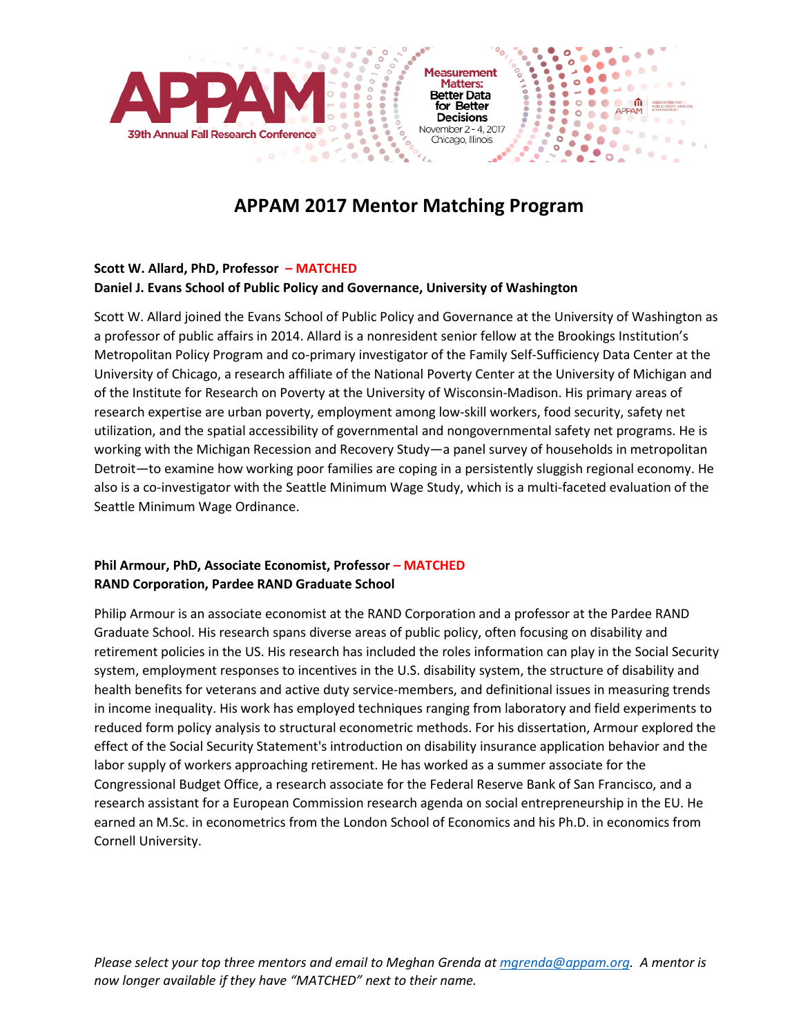# APPAM 2017 Mentor Matching Program

**Scott W. Allard, PhD, Professor – MATCHED**
**Daniel J. Evans School of Public Policy and Governance, University of Washington**

Scott W. Allard joined the Evans School of Public Policy and Governance at the University of Washington as a professor of public affairs in 2014. Allard is a nonresident senior fellow at the Brookings Institution's Metropolitan Policy Program and co-primary investigator of the Family Self-Sufficiency Data Center at the University of Chicago, a research affiliate of the National Poverty Center at the University of Michigan and of the Institute for Research on Poverty at the University of Wisconsin-Madison. His primary areas of research expertise are urban poverty, employment among low-skill workers, food security, safety net utilization, and the spatial accessibility of governmental and nongovernmental safety net programs. He is working with the Michigan Recession and Recovery Study—a panel survey of households in metropolitan Detroit—to examine how working poor families are coping in a persistently sluggish regional economy. He also is a co-investigator with the Seattle Minimum Wage Study, which is a multi-faceted evaluation of the Seattle Minimum Wage Ordinance.

**Phil Armour, PhD, Associate Economist, Professor – MATCHED**
**RAND Corporation, Pardee RAND Graduate School**

Philip Armour is an associate economist at the RAND Corporation and a professor at the Pardee RAND Graduate School. His research spans diverse areas of public policy, often focusing on disability and retirement policies in the US. His research has included the roles information can play in the Social Security system, employment responses to incentives in the U.S. disability system, the structure of disability and health benefits for veterans and active duty service-members, and definitional issues in measuring trends in income inequality. His work has employed techniques ranging from laboratory and field experiments to reduced form policy analysis to structural econometric methods. For his dissertation, Armour explored the effect of the Social Security Statement's introduction on disability insurance application behavior and the labor supply of workers approaching retirement. He has worked as a summer associate for the Congressional Budget Office, a research associate for the Federal Reserve Bank of San Francisco, and a research assistant for a European Commission research agenda on social entrepreneurship in the EU. He earned an M.Sc. in econometrics from the London School of Economics and his Ph.D. in economics from Cornell University.

*Please select your top three mentors and email to Meghan Grenda at mgrenda@appam.org. A mentor is now longer available if they have "MATCHED" next to their name.*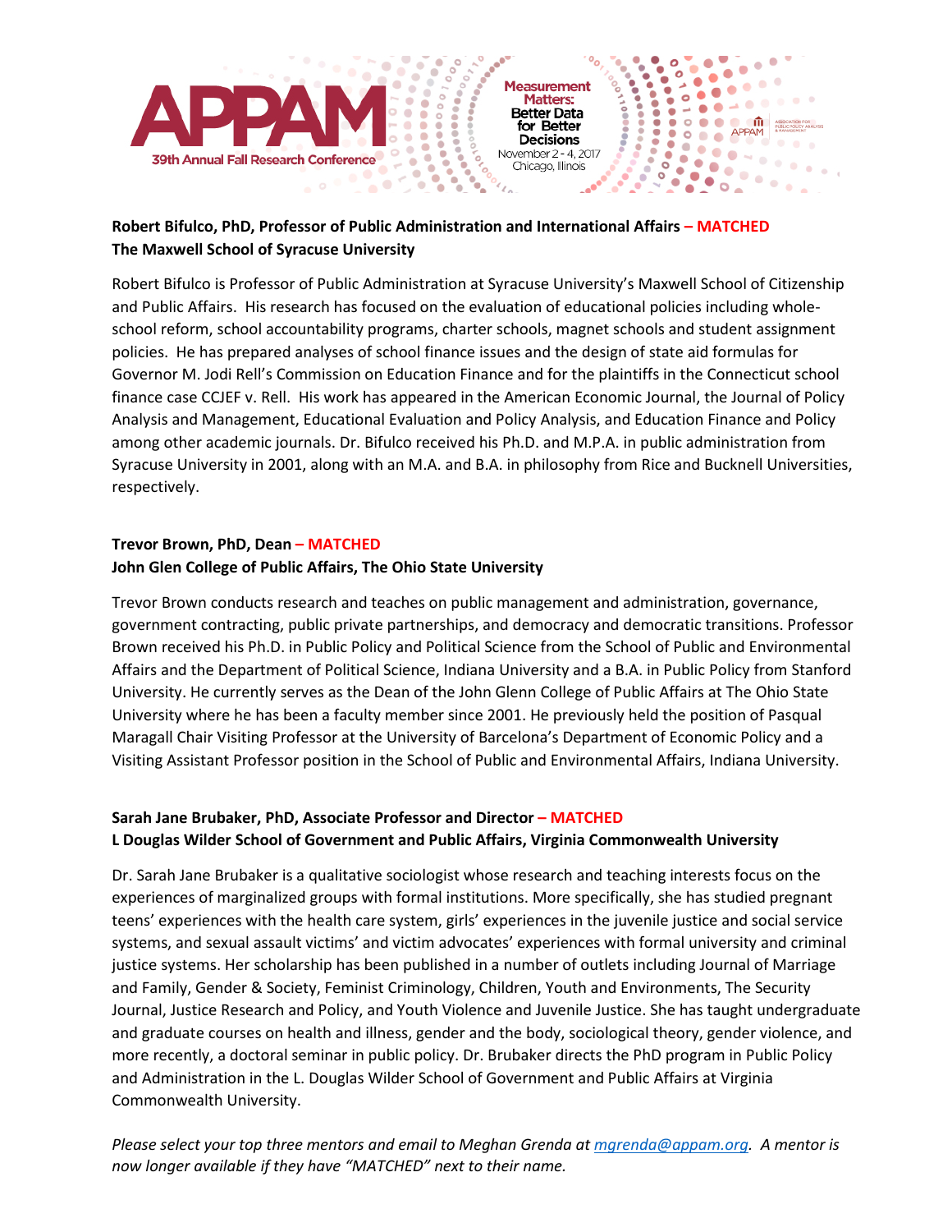**Robert Bifulco, PhD, Professor of Public Administration and International Affairs – MATCHED**
**The Maxwell School of Syracuse University**

Robert Bifulco is Professor of Public Administration at Syracuse University's Maxwell School of Citizenship and Public Affairs. His research has focused on the evaluation of educational policies including whole-school reform, school accountability programs, charter schools, magnet schools and student assignment policies. He has prepared analyses of school finance issues and the design of state aid formulas for Governor M. Jodi Rell's Commission on Education Finance and for the plaintiffs in the Connecticut school finance case CCJEF v. Rell. His work has appeared in the American Economic Journal, the Journal of Policy Analysis and Management, Educational Evaluation and Policy Analysis, and Education Finance and Policy among other academic journals. Dr. Bifulco received his Ph.D. and M.P.A. in public administration from Syracuse University in 2001, along with an M.A. and B.A. in philosophy from Rice and Bucknell Universities, respectively.

**Trevor Brown, PhD, Dean – MATCHED**
**John Glen College of Public Affairs, The Ohio State University**

Trevor Brown conducts research and teaches on public management and administration, governance, government contracting, public private partnerships, and democracy and democratic transitions. Professor Brown received his Ph.D. in Public Policy and Political Science from the School of Public and Environmental Affairs and the Department of Political Science, Indiana University and a B.A. in Public Policy from Stanford University. He currently serves as the Dean of the John Glenn College of Public Affairs at The Ohio State University where he has been a faculty member since 2001. He previously held the position of Pasqual Maragall Chair Visiting Professor at the University of Barcelona's Department of Economic Policy and a Visiting Assistant Professor position in the School of Public and Environmental Affairs, Indiana University.

**Sarah Jane Brubaker, PhD, Associate Professor and Director – MATCHED**
**L Douglas Wilder School of Government and Public Affairs, Virginia Commonwealth University**

Dr. Sarah Jane Brubaker is a qualitative sociologist whose research and teaching interests focus on the experiences of marginalized groups with formal institutions. More specifically, she has studied pregnant teens' experiences with the health care system, girls' experiences in the juvenile justice and social service systems, and sexual assault victims' and victim advocates' experiences with formal university and criminal justice systems. Her scholarship has been published in a number of outlets including Journal of Marriage and Family, Gender & Society, Feminist Criminology, Children, Youth and Environments, The Security Journal, Justice Research and Policy, and Youth Violence and Juvenile Justice. She has taught undergraduate and graduate courses on health and illness, gender and the body, sociological theory, gender violence, and more recently, a doctoral seminar in public policy. Dr. Brubaker directs the PhD program in Public Policy and Administration in the L. Douglas Wilder School of Government and Public Affairs at Virginia Commonwealth University.

*Please select your top three mentors and email to Meghan Grenda at mgrenda@appam.org. A mentor is now longer available if they have "MATCHED" next to their name.*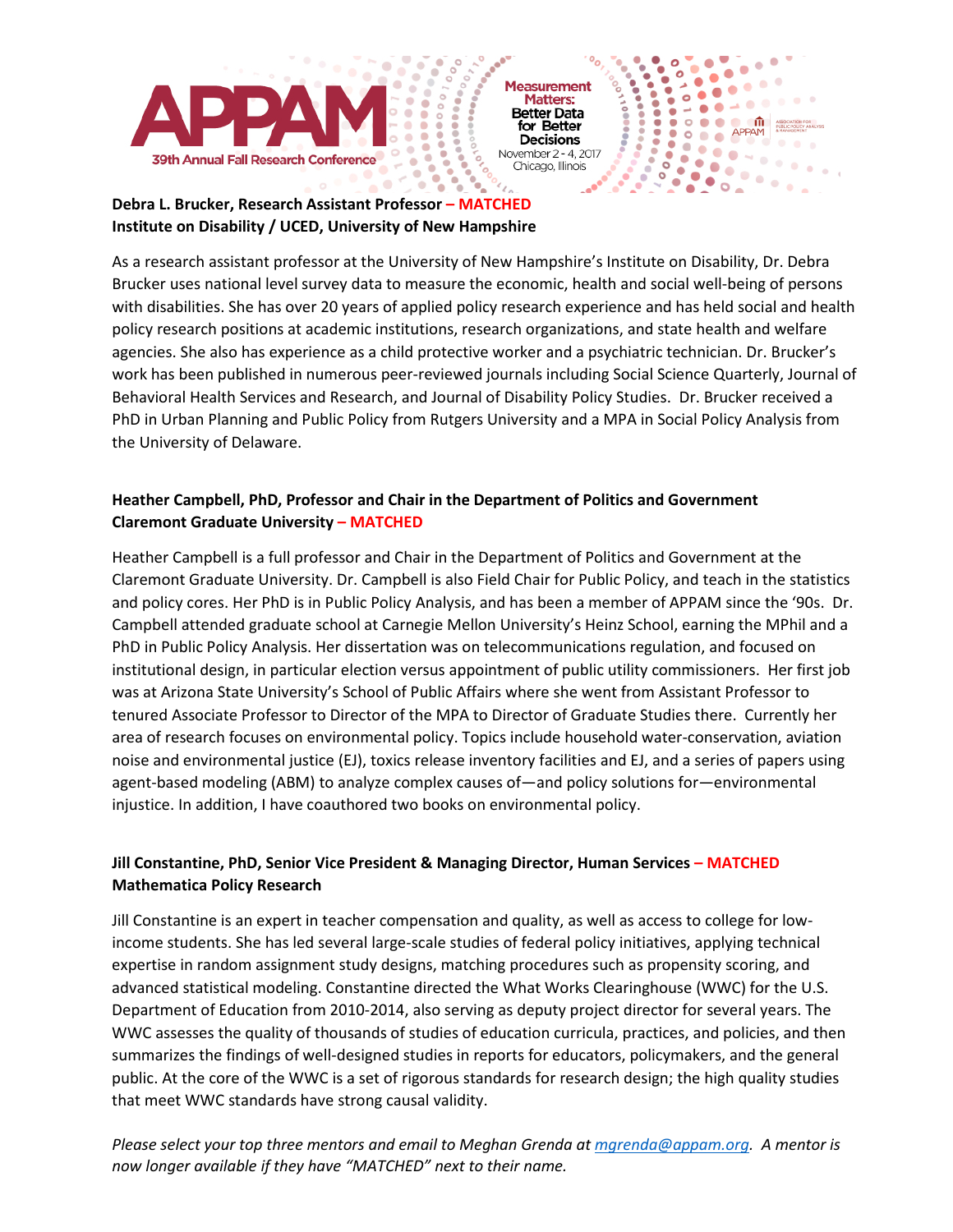**Debra L. Brucker, Research Assistant Professor – MATCHED**
**Institute on Disability / UCED, University of New Hampshire**

As a research assistant professor at the University of New Hampshire's Institute on Disability, Dr. Debra Brucker uses national level survey data to measure the economic, health and social well-being of persons with disabilities. She has over 20 years of applied policy research experience and has held social and health policy research positions at academic institutions, research organizations, and state health and welfare agencies. She also has experience as a child protective worker and a psychiatric technician. Dr. Brucker's work has been published in numerous peer-reviewed journals including Social Science Quarterly, Journal of Behavioral Health Services and Research, and Journal of Disability Policy Studies. Dr. Brucker received a PhD in Urban Planning and Public Policy from Rutgers University and a MPA in Social Policy Analysis from the University of Delaware.

**Heather Campbell, PhD, Professor and Chair in the Department of Politics and Government**
**Claremont Graduate University – MATCHED**

Heather Campbell is a full professor and Chair in the Department of Politics and Government at the Claremont Graduate University. Dr. Campbell is also Field Chair for Public Policy, and teach in the statistics and policy cores. Her PhD is in Public Policy Analysis, and has been a member of APPAM since the '90s. Dr. Campbell attended graduate school at Carnegie Mellon University's Heinz School, earning the MPhil and a PhD in Public Policy Analysis. Her dissertation was on telecommunications regulation, and focused on institutional design, in particular election versus appointment of public utility commissioners. Her first job was at Arizona State University's School of Public Affairs where she went from Assistant Professor to tenured Associate Professor to Director of the MPA to Director of Graduate Studies there. Currently her area of research focuses on environmental policy. Topics include household water-conservation, aviation noise and environmental justice (EJ), toxics release inventory facilities and EJ, and a series of papers using agent-based modeling (ABM) to analyze complex causes of—and policy solutions for—environmental injustice. In addition, I have coauthored two books on environmental policy.

**Jill Constantine, PhD, Senior Vice President & Managing Director, Human Services – MATCHED**
**Mathematica Policy Research**

Jill Constantine is an expert in teacher compensation and quality, as well as access to college for low-income students. She has led several large-scale studies of federal policy initiatives, applying technical expertise in random assignment study designs, matching procedures such as propensity scoring, and advanced statistical modeling. Constantine directed the What Works Clearinghouse (WWC) for the U.S. Department of Education from 2010-2014, also serving as deputy project director for several years. The WWC assesses the quality of thousands of studies of education curricula, practices, and policies, and then summarizes the findings of well-designed studies in reports for educators, policymakers, and the general public. At the core of the WWC is a set of rigorous standards for research design; the high quality studies that meet WWC standards have strong causal validity.

*Please select your top three mentors and email to Meghan Grenda at mgrenda@appam.org. A mentor is now longer available if they have "MATCHED" next to their name.*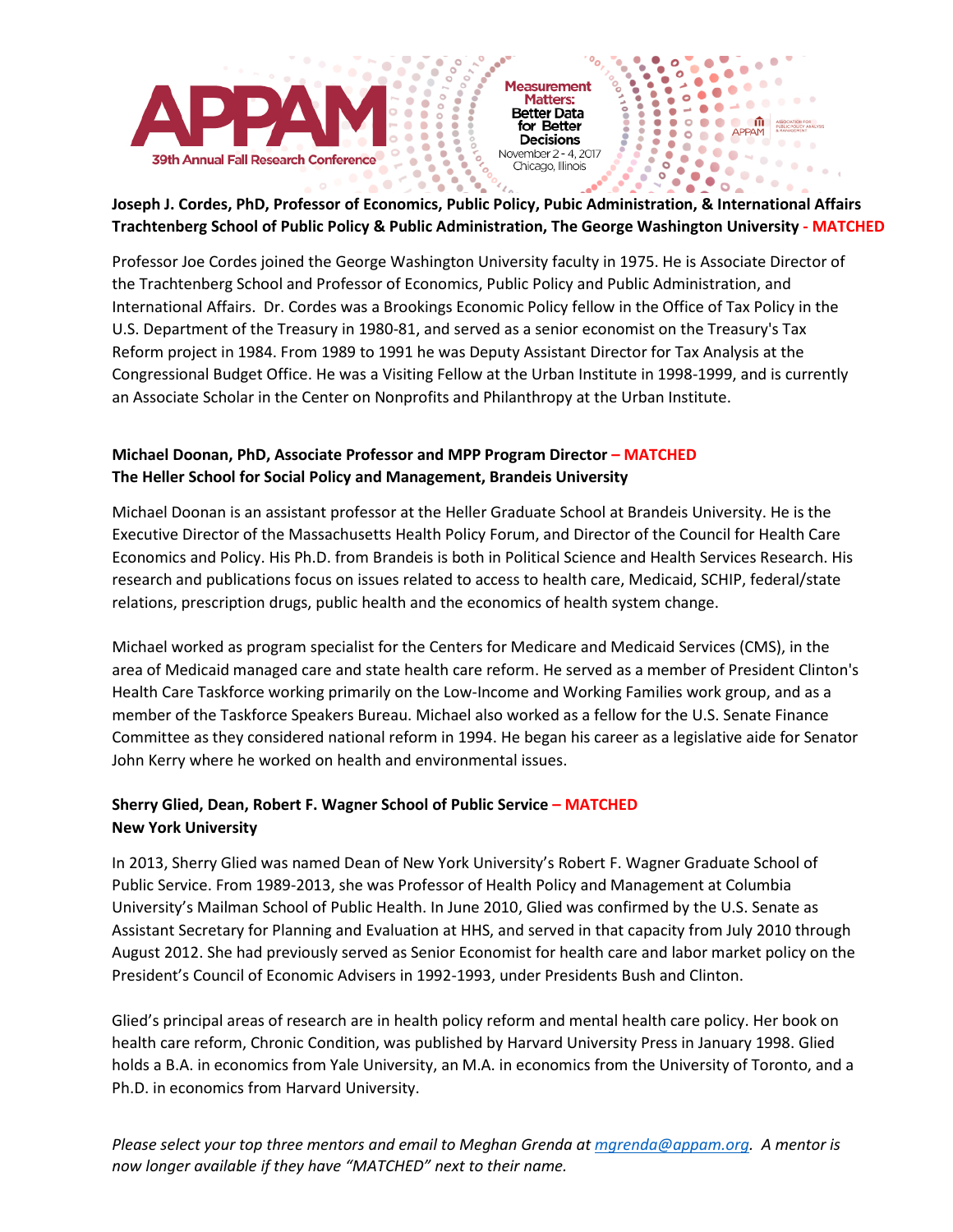**Joseph J. Cordes, PhD, Professor of Economics, Public Policy, Pubic Administration, & International Affairs Trachtenberg School of Public Policy & Public Administration, The George Washington University - MATCHED**

Professor Joe Cordes joined the George Washington University faculty in 1975. He is Associate Director of the Trachtenberg School and Professor of Economics, Public Policy and Public Administration, and International Affairs. Dr. Cordes was a Brookings Economic Policy fellow in the Office of Tax Policy in the U.S. Department of the Treasury in 1980-81, and served as a senior economist on the Treasury's Tax Reform project in 1984. From 1989 to 1991 he was Deputy Assistant Director for Tax Analysis at the Congressional Budget Office. He was a Visiting Fellow at the Urban Institute in 1998-1999, and is currently an Associate Scholar in the Center on Nonprofits and Philanthropy at the Urban Institute.

**Michael Doonan, PhD, Associate Professor and MPP Program Director – MATCHED**
**The Heller School for Social Policy and Management, Brandeis University**

Michael Doonan is an assistant professor at the Heller Graduate School at Brandeis University. He is the Executive Director of the Massachusetts Health Policy Forum, and Director of the Council for Health Care Economics and Policy. His Ph.D. from Brandeis is both in Political Science and Health Services Research. His research and publications focus on issues related to access to health care, Medicaid, SCHIP, federal/state relations, prescription drugs, public health and the economics of health system change.

Michael worked as program specialist for the Centers for Medicare and Medicaid Services (CMS), in the area of Medicaid managed care and state health care reform. He served as a member of President Clinton's Health Care Taskforce working primarily on the Low-Income and Working Families work group, and as a member of the Taskforce Speakers Bureau. Michael also worked as a fellow for the U.S. Senate Finance Committee as they considered national reform in 1994. He began his career as a legislative aide for Senator John Kerry where he worked on health and environmental issues.

**Sherry Glied, Dean, Robert F. Wagner School of Public Service – MATCHED**
**New York University**

In 2013, Sherry Glied was named Dean of New York University's Robert F. Wagner Graduate School of Public Service. From 1989-2013, she was Professor of Health Policy and Management at Columbia University's Mailman School of Public Health. In June 2010, Glied was confirmed by the U.S. Senate as Assistant Secretary for Planning and Evaluation at HHS, and served in that capacity from July 2010 through August 2012. She had previously served as Senior Economist for health care and labor market policy on the President's Council of Economic Advisers in 1992-1993, under Presidents Bush and Clinton.

Glied's principal areas of research are in health policy reform and mental health care policy. Her book on health care reform, Chronic Condition, was published by Harvard University Press in January 1998. Glied holds a B.A. in economics from Yale University, an M.A. in economics from the University of Toronto, and a Ph.D. in economics from Harvard University.

*Please select your top three mentors and email to Meghan Grenda at mgrenda@appam.org. A mentor is now longer available if they have "MATCHED" next to their name.*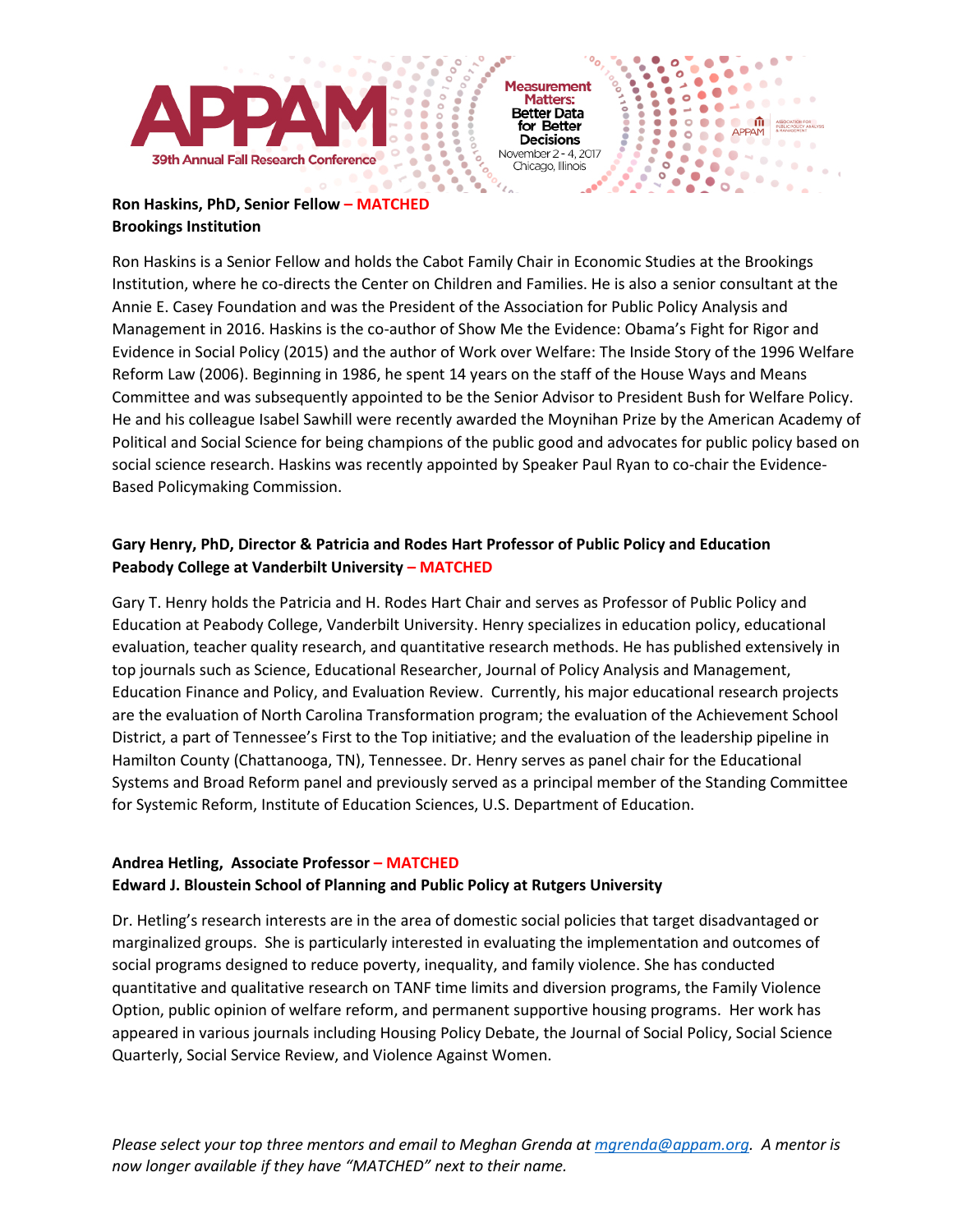**Ron Haskins, PhD, Senior Fellow – MATCHED**
**Brookings Institution**

Ron Haskins is a Senior Fellow and holds the Cabot Family Chair in Economic Studies at the Brookings Institution, where he co-directs the Center on Children and Families. He is also a senior consultant at the Annie E. Casey Foundation and was the President of the Association for Public Policy Analysis and Management in 2016. Haskins is the co-author of Show Me the Evidence: Obama's Fight for Rigor and Evidence in Social Policy (2015) and the author of Work over Welfare: The Inside Story of the 1996 Welfare Reform Law (2006). Beginning in 1986, he spent 14 years on the staff of the House Ways and Means Committee and was subsequently appointed to be the Senior Advisor to President Bush for Welfare Policy. He and his colleague Isabel Sawhill were recently awarded the Moynihan Prize by the American Academy of Political and Social Science for being champions of the public good and advocates for public policy based on social science research. Haskins was recently appointed by Speaker Paul Ryan to co-chair the Evidence-Based Policymaking Commission.

**Gary Henry, PhD, Director & Patricia and Rodes Hart Professor of Public Policy and Education**
**Peabody College at Vanderbilt University – MATCHED**

Gary T. Henry holds the Patricia and H. Rodes Hart Chair and serves as Professor of Public Policy and Education at Peabody College, Vanderbilt University. Henry specializes in education policy, educational evaluation, teacher quality research, and quantitative research methods. He has published extensively in top journals such as Science, Educational Researcher, Journal of Policy Analysis and Management, Education Finance and Policy, and Evaluation Review. Currently, his major educational research projects are the evaluation of North Carolina Transformation program; the evaluation of the Achievement School District, a part of Tennessee's First to the Top initiative; and the evaluation of the leadership pipeline in Hamilton County (Chattanooga, TN), Tennessee. Dr. Henry serves as panel chair for the Educational Systems and Broad Reform panel and previously served as a principal member of the Standing Committee for Systemic Reform, Institute of Education Sciences, U.S. Department of Education.

**Andrea Hetling, Associate Professor – MATCHED**
**Edward J. Bloustein School of Planning and Public Policy at Rutgers University**

Dr. Hetling's research interests are in the area of domestic social policies that target disadvantaged or marginalized groups. She is particularly interested in evaluating the implementation and outcomes of social programs designed to reduce poverty, inequality, and family violence. She has conducted quantitative and qualitative research on TANF time limits and diversion programs, the Family Violence Option, public opinion of welfare reform, and permanent supportive housing programs. Her work has appeared in various journals including Housing Policy Debate, the Journal of Social Policy, Social Science Quarterly, Social Service Review, and Violence Against Women.

*Please select your top three mentors and email to Meghan Grenda at mgrenda@appam.org. A mentor is now longer available if they have "MATCHED" next to their name.*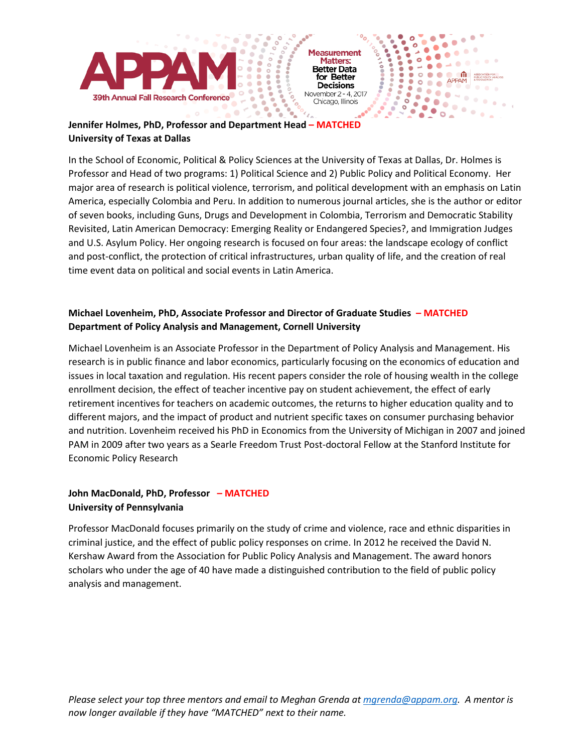**Jennifer Holmes, PhD, Professor and Department Head – MATCHED**
**University of Texas at Dallas**

In the School of Economic, Political & Policy Sciences at the University of Texas at Dallas, Dr. Holmes is Professor and Head of two programs: 1) Political Science and 2) Public Policy and Political Economy. Her major area of research is political violence, terrorism, and political development with an emphasis on Latin America, especially Colombia and Peru. In addition to numerous journal articles, she is the author or editor of seven books, including Guns, Drugs and Development in Colombia, Terrorism and Democratic Stability Revisited, Latin American Democracy: Emerging Reality or Endangered Species?, and Immigration Judges and U.S. Asylum Policy. Her ongoing research is focused on four areas: the landscape ecology of conflict and post-conflict, the protection of critical infrastructures, urban quality of life, and the creation of real time event data on political and social events in Latin America.

**Michael Lovenheim, PhD, Associate Professor and Director of Graduate Studies – MATCHED**
**Department of Policy Analysis and Management, Cornell University**

Michael Lovenheim is an Associate Professor in the Department of Policy Analysis and Management. His research is in public finance and labor economics, particularly focusing on the economics of education and issues in local taxation and regulation. His recent papers consider the role of housing wealth in the college enrollment decision, the effect of teacher incentive pay on student achievement, the effect of early retirement incentives for teachers on academic outcomes, the returns to higher education quality and to different majors, and the impact of product and nutrient specific taxes on consumer purchasing behavior and nutrition. Lovenheim received his PhD in Economics from the University of Michigan in 2007 and joined PAM in 2009 after two years as a Searle Freedom Trust Post-doctoral Fellow at the Stanford Institute for Economic Policy Research

**John MacDonald, PhD, Professor – MATCHED**
**University of Pennsylvania**

Professor MacDonald focuses primarily on the study of crime and violence, race and ethnic disparities in criminal justice, and the effect of public policy responses on crime. In 2012 he received the David N. Kershaw Award from the Association for Public Policy Analysis and Management. The award honors scholars who under the age of 40 have made a distinguished contribution to the field of public policy analysis and management.

*Please select your top three mentors and email to Meghan Grenda at mgrenda@appam.org. A mentor is now longer available if they have "MATCHED" next to their name.*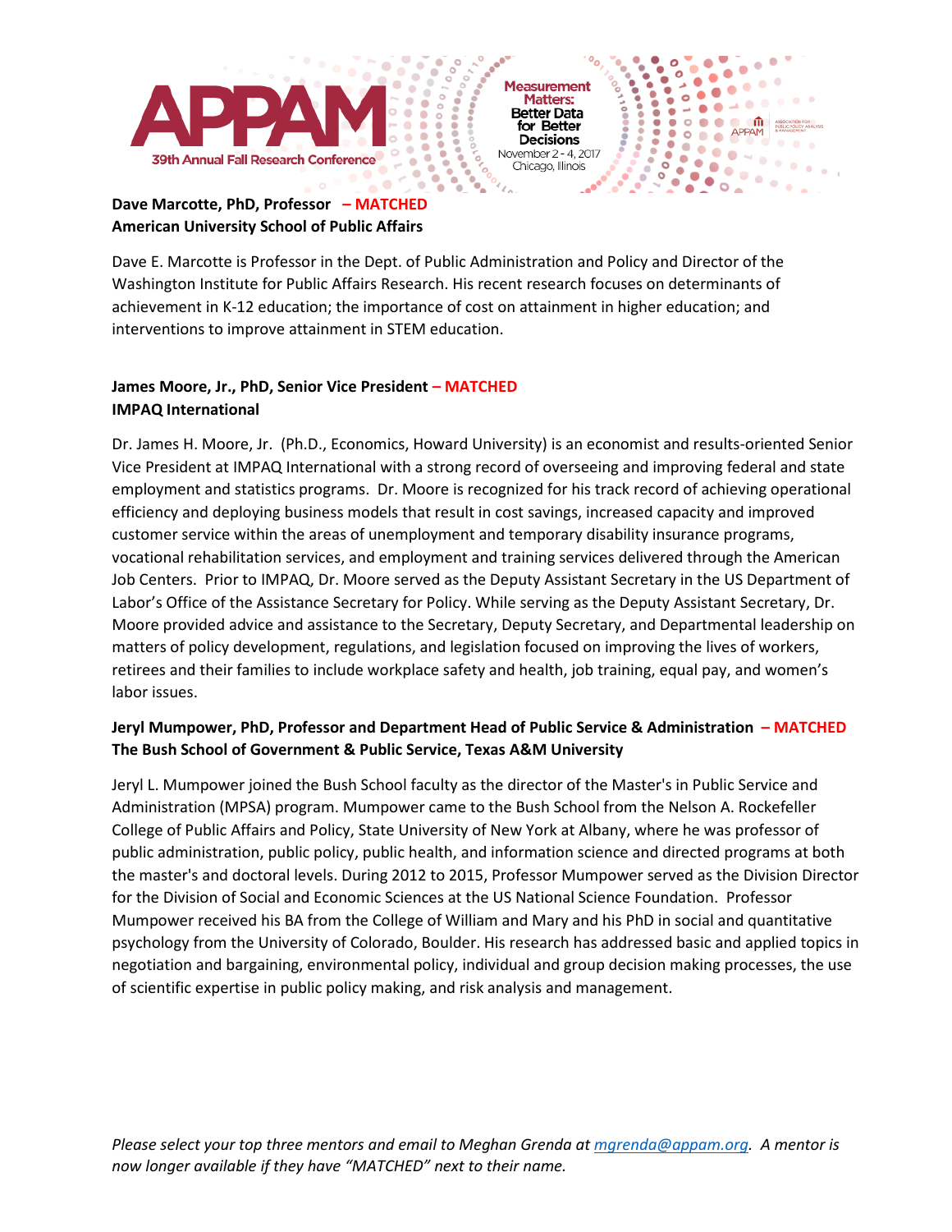**Dave Marcotte, PhD, Professor – MATCHED**
**American University School of Public Affairs**

Dave E. Marcotte is Professor in the Dept. of Public Administration and Policy and Director of the Washington Institute for Public Affairs Research. His recent research focuses on determinants of achievement in K-12 education; the importance of cost on attainment in higher education; and interventions to improve attainment in STEM education.

**James Moore, Jr., PhD, Senior Vice President – MATCHED**
**IMPAQ International**

Dr. James H. Moore, Jr. (Ph.D., Economics, Howard University) is an economist and results-oriented Senior Vice President at IMPAQ International with a strong record of overseeing and improving federal and state employment and statistics programs. Dr. Moore is recognized for his track record of achieving operational efficiency and deploying business models that result in cost savings, increased capacity and improved customer service within the areas of unemployment and temporary disability insurance programs, vocational rehabilitation services, and employment and training services delivered through the American Job Centers. Prior to IMPAQ, Dr. Moore served as the Deputy Assistant Secretary in the US Department of Labor's Office of the Assistance Secretary for Policy. While serving as the Deputy Assistant Secretary, Dr. Moore provided advice and assistance to the Secretary, Deputy Secretary, and Departmental leadership on matters of policy development, regulations, and legislation focused on improving the lives of workers, retirees and their families to include workplace safety and health, job training, equal pay, and women's labor issues.

**Jeryl Mumpower, PhD, Professor and Department Head of Public Service & Administration – MATCHED**
**The Bush School of Government & Public Service, Texas A&M University**

Jeryl L. Mumpower joined the Bush School faculty as the director of the Master's in Public Service and Administration (MPSA) program. Mumpower came to the Bush School from the Nelson A. Rockefeller College of Public Affairs and Policy, State University of New York at Albany, where he was professor of public administration, public policy, public health, and information science and directed programs at both the master's and doctoral levels. During 2012 to 2015, Professor Mumpower served as the Division Director for the Division of Social and Economic Sciences at the US National Science Foundation. Professor Mumpower received his BA from the College of William and Mary and his PhD in social and quantitative psychology from the University of Colorado, Boulder. His research has addressed basic and applied topics in negotiation and bargaining, environmental policy, individual and group decision making processes, the use of scientific expertise in public policy making, and risk analysis and management.

*Please select your top three mentors and email to Meghan Grenda at mgrenda@appam.org. A mentor is now longer available if they have "MATCHED" next to their name.*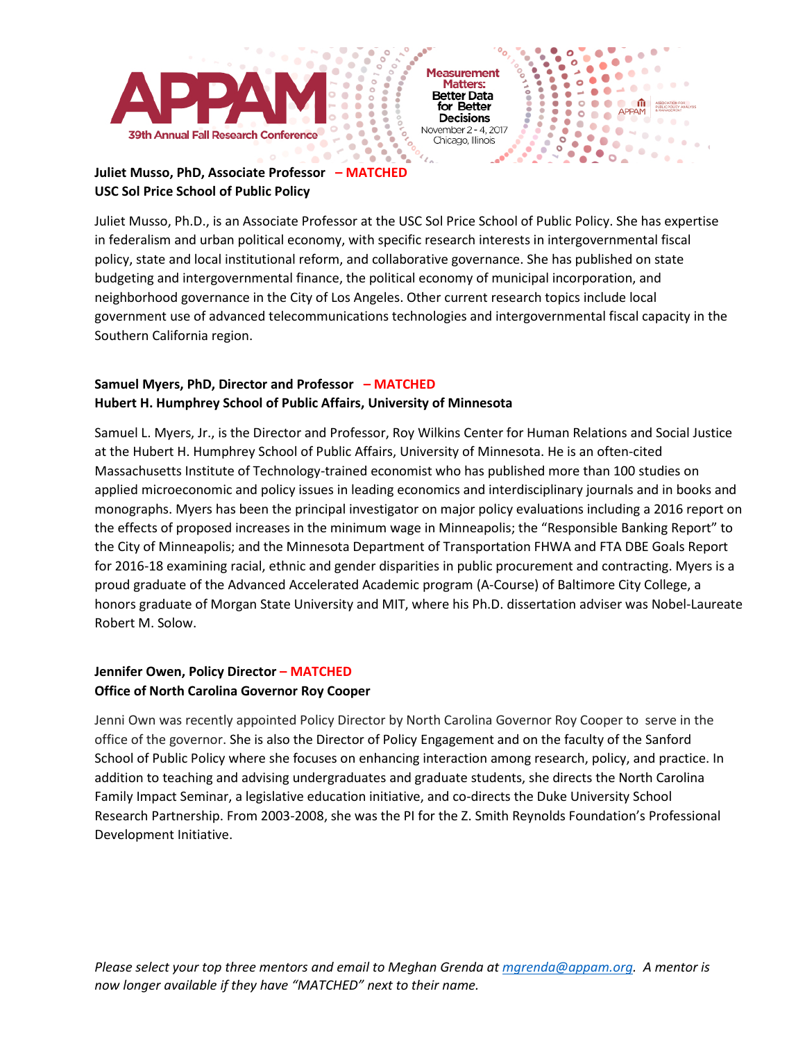**Juliet Musso, PhD, Associate Professor – MATCHED**
**USC Sol Price School of Public Policy**

Juliet Musso, Ph.D., is an Associate Professor at the USC Sol Price School of Public Policy. She has expertise in federalism and urban political economy, with specific research interests in intergovernmental fiscal policy, state and local institutional reform, and collaborative governance. She has published on state budgeting and intergovernmental finance, the political economy of municipal incorporation, and neighborhood governance in the City of Los Angeles. Other current research topics include local government use of advanced telecommunications technologies and intergovernmental fiscal capacity in the Southern California region.

**Samuel Myers, PhD, Director and Professor – MATCHED**
**Hubert H. Humphrey School of Public Affairs, University of Minnesota**

Samuel L. Myers, Jr., is the Director and Professor, Roy Wilkins Center for Human Relations and Social Justice at the Hubert H. Humphrey School of Public Affairs, University of Minnesota. He is an often-cited Massachusetts Institute of Technology-trained economist who has published more than 100 studies on applied microeconomic and policy issues in leading economics and interdisciplinary journals and in books and monographs. Myers has been the principal investigator on major policy evaluations including a 2016 report on the effects of proposed increases in the minimum wage in Minneapolis; the "Responsible Banking Report" to the City of Minneapolis; and the Minnesota Department of Transportation FHWA and FTA DBE Goals Report for 2016-18 examining racial, ethnic and gender disparities in public procurement and contracting. Myers is a proud graduate of the Advanced Accelerated Academic program (A-Course) of Baltimore City College, a honors graduate of Morgan State University and MIT, where his Ph.D. dissertation adviser was Nobel-Laureate Robert M. Solow.

**Jennifer Owen, Policy Director – MATCHED**
**Office of North Carolina Governor Roy Cooper**

Jenni Own was recently appointed Policy Director by North Carolina Governor Roy Cooper to serve in the office of the governor. She is also the Director of Policy Engagement and on the faculty of the Sanford School of Public Policy where she focuses on enhancing interaction among research, policy, and practice. In addition to teaching and advising undergraduates and graduate students, she directs the North Carolina Family Impact Seminar, a legislative education initiative, and co-directs the Duke University School Research Partnership. From 2003-2008, she was the PI for the Z. Smith Reynolds Foundation's Professional Development Initiative.

*Please select your top three mentors and email to Meghan Grenda at [mgrenda@appam.org](mailto:mgrenda@appam.org). A mentor is now longer available if they have "MATCHED" next to their name.*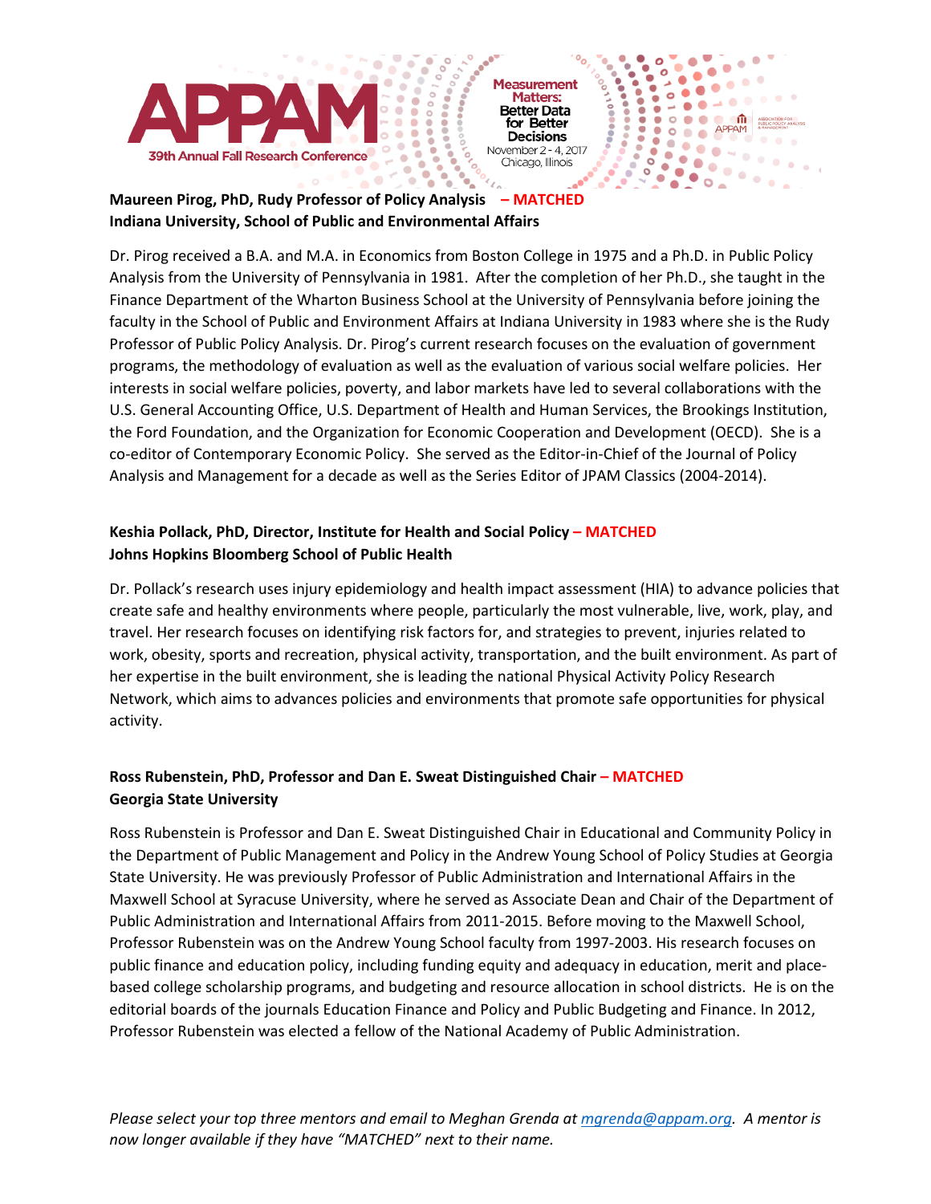**Maureen Pirog, PhD, Rudy Professor of Policy Analysis – MATCHED**
**Indiana University, School of Public and Environmental Affairs**

Dr. Pirog received a B.A. and M.A. in Economics from Boston College in 1975 and a Ph.D. in Public Policy Analysis from the University of Pennsylvania in 1981. After the completion of her Ph.D., she taught in the Finance Department of the Wharton Business School at the University of Pennsylvania before joining the faculty in the School of Public and Environment Affairs at Indiana University in 1983 where she is the Rudy Professor of Public Policy Analysis. Dr. Pirog's current research focuses on the evaluation of government programs, the methodology of evaluation as well as the evaluation of various social welfare policies. Her interests in social welfare policies, poverty, and labor markets have led to several collaborations with the U.S. General Accounting Office, U.S. Department of Health and Human Services, the Brookings Institution, the Ford Foundation, and the Organization for Economic Cooperation and Development (OECD). She is a co-editor of Contemporary Economic Policy. She served as the Editor-in-Chief of the Journal of Policy Analysis and Management for a decade as well as the Series Editor of JPAM Classics (2004-2014).

**Keshia Pollack, PhD, Director, Institute for Health and Social Policy – MATCHED**
**Johns Hopkins Bloomberg School of Public Health**

Dr. Pollack's research uses injury epidemiology and health impact assessment (HIA) to advance policies that create safe and healthy environments where people, particularly the most vulnerable, live, work, play, and travel. Her research focuses on identifying risk factors for, and strategies to prevent, injuries related to work, obesity, sports and recreation, physical activity, transportation, and the built environment. As part of her expertise in the built environment, she is leading the national Physical Activity Policy Research Network, which aims to advances policies and environments that promote safe opportunities for physical activity.

**Ross Rubenstein, PhD, Professor and Dan E. Sweat Distinguished Chair – MATCHED**
**Georgia State University**

Ross Rubenstein is Professor and Dan E. Sweat Distinguished Chair in Educational and Community Policy in the Department of Public Management and Policy in the Andrew Young School of Policy Studies at Georgia State University. He was previously Professor of Public Administration and International Affairs in the Maxwell School at Syracuse University, where he served as Associate Dean and Chair of the Department of Public Administration and International Affairs from 2011-2015. Before moving to the Maxwell School, Professor Rubenstein was on the Andrew Young School faculty from 1997-2003. His research focuses on public finance and education policy, including funding equity and adequacy in education, merit and place-based college scholarship programs, and budgeting and resource allocation in school districts. He is on the editorial boards of the journals Education Finance and Policy and Public Budgeting and Finance. In 2012, Professor Rubenstein was elected a fellow of the National Academy of Public Administration.

*Please select your top three mentors and email to Meghan Grenda at mgrenda@appam.org. A mentor is now longer available if they have "MATCHED" next to their name.*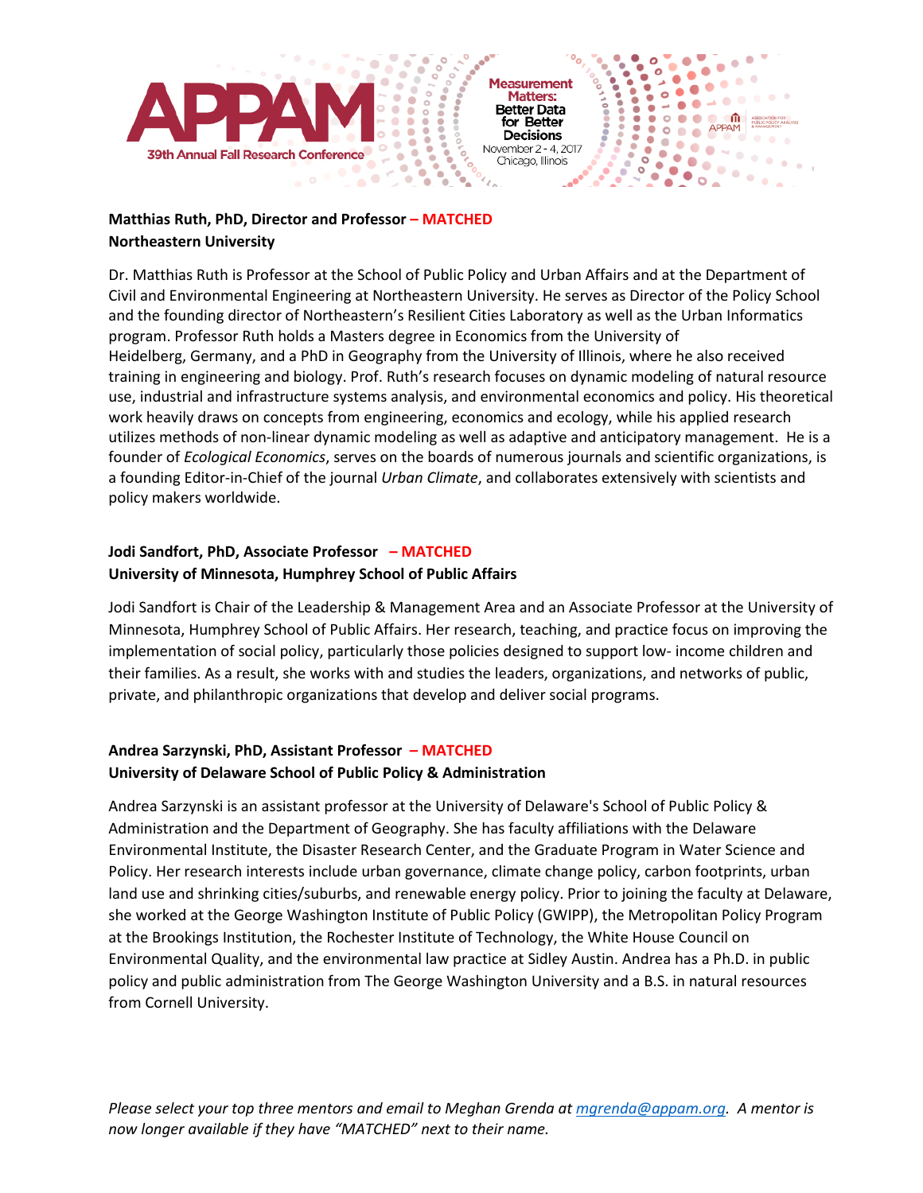**Matthias Ruth, PhD, Director and Professor – MATCHED**
**Northeastern University**

Dr. Matthias Ruth is Professor at the School of Public Policy and Urban Affairs and at the Department of Civil and Environmental Engineering at Northeastern University. He serves as Director of the Policy School and the founding director of Northeastern's Resilient Cities Laboratory as well as the Urban Informatics program. Professor Ruth holds a Masters degree in Economics from the University of Heidelberg, Germany, and a PhD in Geography from the University of Illinois, where he also received training in engineering and biology. Prof. Ruth's research focuses on dynamic modeling of natural resource use, industrial and infrastructure systems analysis, and environmental economics and policy. His theoretical work heavily draws on concepts from engineering, economics and ecology, while his applied research utilizes methods of non-linear dynamic modeling as well as adaptive and anticipatory management. He is a founder of *Ecological Economics*, serves on the boards of numerous journals and scientific organizations, is a founding Editor-in-Chief of the journal *Urban Climate*, and collaborates extensively with scientists and policy makers worldwide.

**Jodi Sandfort, PhD, Associate Professor – MATCHED**
**University of Minnesota, Humphrey School of Public Affairs**

Jodi Sandfort is Chair of the Leadership & Management Area and an Associate Professor at the University of Minnesota, Humphrey School of Public Affairs. Her research, teaching, and practice focus on improving the implementation of social policy, particularly those policies designed to support low- income children and their families. As a result, she works with and studies the leaders, organizations, and networks of public, private, and philanthropic organizations that develop and deliver social programs.

**Andrea Sarzynski, PhD, Assistant Professor – MATCHED**
**University of Delaware School of Public Policy & Administration**

Andrea Sarzynski is an assistant professor at the University of Delaware's School of Public Policy & Administration and the Department of Geography. She has faculty affiliations with the Delaware Environmental Institute, the Disaster Research Center, and the Graduate Program in Water Science and Policy. Her research interests include urban governance, climate change policy, carbon footprints, urban land use and shrinking cities/suburbs, and renewable energy policy. Prior to joining the faculty at Delaware, she worked at the George Washington Institute of Public Policy (GWIPP), the Metropolitan Policy Program at the Brookings Institution, the Rochester Institute of Technology, the White House Council on Environmental Quality, and the environmental law practice at Sidley Austin. Andrea has a Ph.D. in public policy and public administration from The George Washington University and a B.S. in natural resources from Cornell University.

*Please select your top three mentors and email to Meghan Grenda at [mgrenda@appam.org](mailto:mgrenda@appam.org). A mentor is now longer available if they have "MATCHED" next to their name.*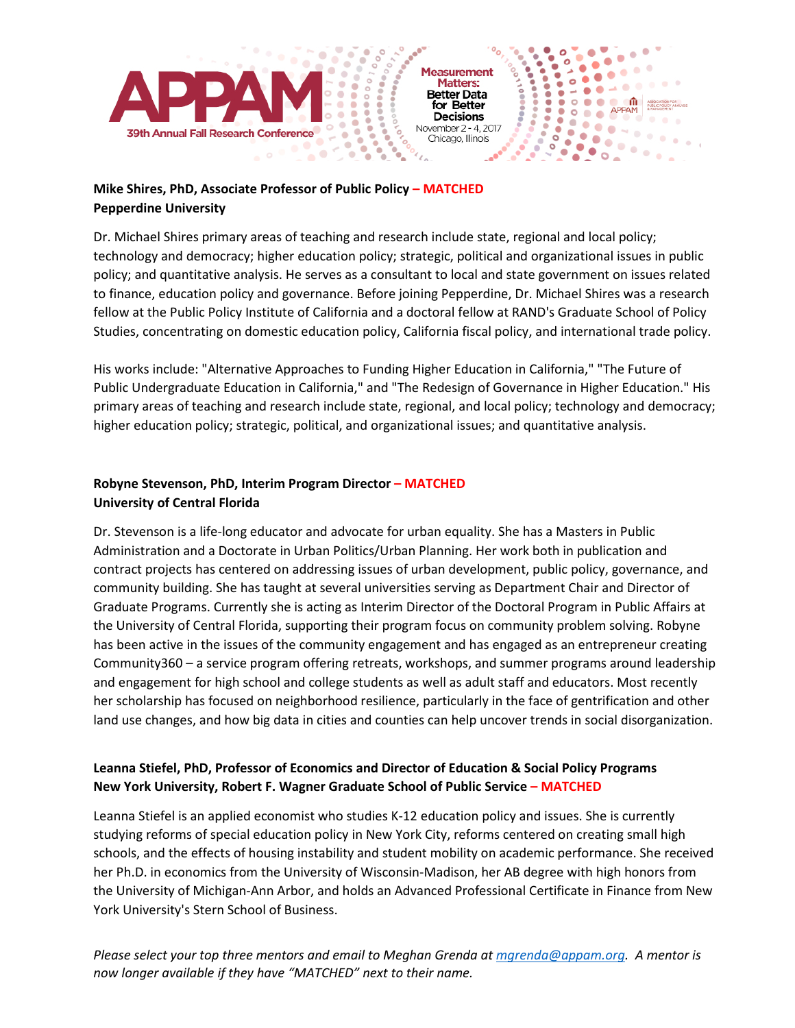**Mike Shires, PhD, Associate Professor of Public Policy – MATCHED**
**Pepperdine University**

Dr. Michael Shires primary areas of teaching and research include state, regional and local policy; technology and democracy; higher education policy; strategic, political and organizational issues in public policy; and quantitative analysis. He serves as a consultant to local and state government on issues related to finance, education policy and governance. Before joining Pepperdine, Dr. Michael Shires was a research fellow at the Public Policy Institute of California and a doctoral fellow at RAND's Graduate School of Policy Studies, concentrating on domestic education policy, California fiscal policy, and international trade policy.

His works include: "Alternative Approaches to Funding Higher Education in California," "The Future of Public Undergraduate Education in California," and "The Redesign of Governance in Higher Education." His primary areas of teaching and research include state, regional, and local policy; technology and democracy; higher education policy; strategic, political, and organizational issues; and quantitative analysis.

**Robyne Stevenson, PhD, Interim Program Director – MATCHED**
**University of Central Florida**

Dr. Stevenson is a life-long educator and advocate for urban equality. She has a Masters in Public Administration and a Doctorate in Urban Politics/Urban Planning. Her work both in publication and contract projects has centered on addressing issues of urban development, public policy, governance, and community building. She has taught at several universities serving as Department Chair and Director of Graduate Programs. Currently she is acting as Interim Director of the Doctoral Program in Public Affairs at the University of Central Florida, supporting their program focus on community problem solving. Robyne has been active in the issues of the community engagement and has engaged as an entrepreneur creating Community360 – a service program offering retreats, workshops, and summer programs around leadership and engagement for high school and college students as well as adult staff and educators. Most recently her scholarship has focused on neighborhood resilience, particularly in the face of gentrification and other land use changes, and how big data in cities and counties can help uncover trends in social disorganization.

**Leanna Stiefel, PhD, Professor of Economics and Director of Education & Social Policy Programs**
**New York University, Robert F. Wagner Graduate School of Public Service – MATCHED**

Leanna Stiefel is an applied economist who studies K-12 education policy and issues. She is currently studying reforms of special education policy in New York City, reforms centered on creating small high schools, and the effects of housing instability and student mobility on academic performance. She received her Ph.D. in economics from the University of Wisconsin-Madison, her AB degree with high honors from the University of Michigan-Ann Arbor, and holds an Advanced Professional Certificate in Finance from New York University's Stern School of Business.

*Please select your top three mentors and email to Meghan Grenda at mgrenda@appam.org. A mentor is now longer available if they have "MATCHED" next to their name.*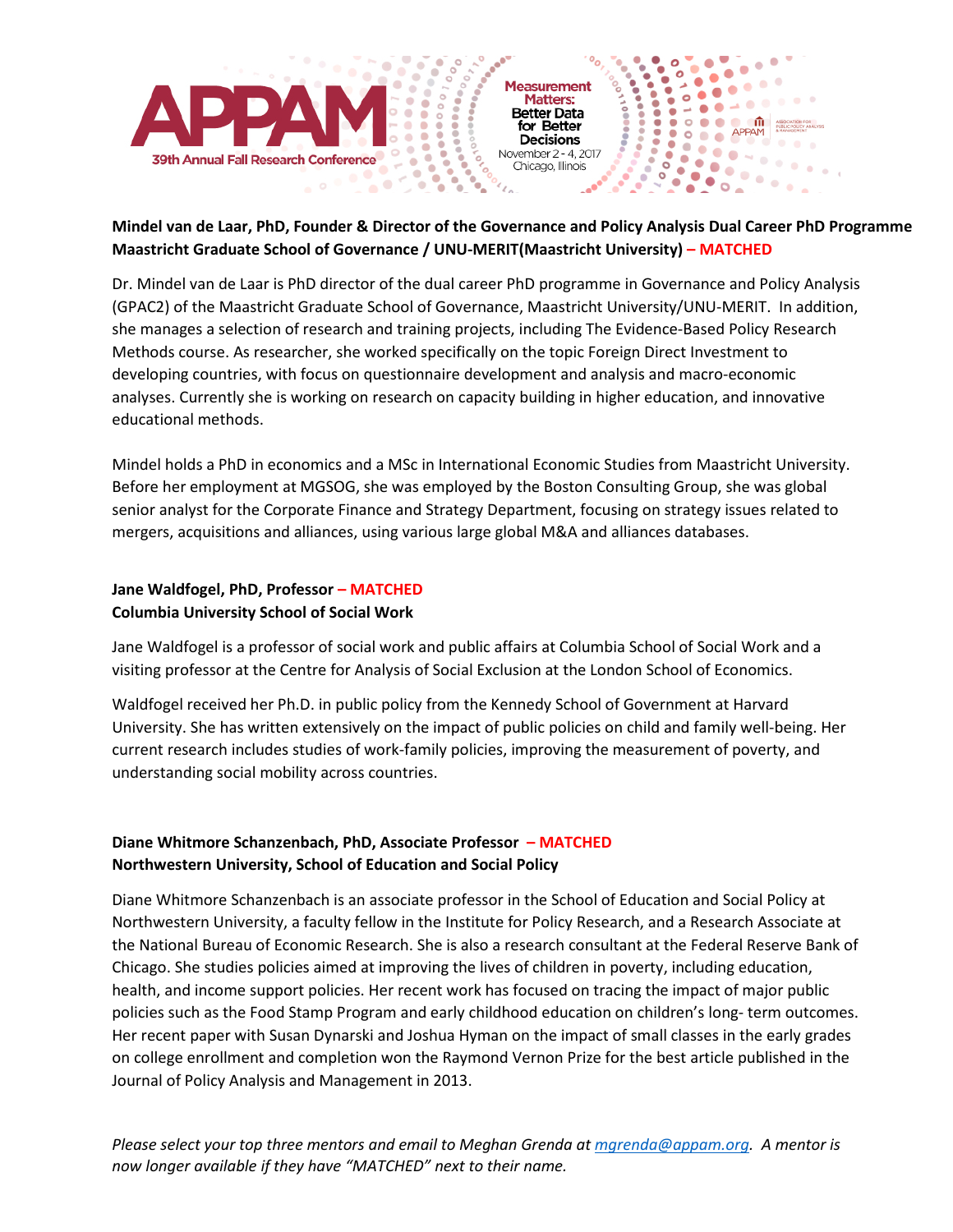**Mindel van de Laar, PhD, Founder & Director of the Governance and Policy Analysis Dual Career PhD Programme Maastricht Graduate School of Governance / UNU-MERIT(Maastricht University) – MATCHED**

Dr. Mindel van de Laar is PhD director of the dual career PhD programme in Governance and Policy Analysis (GPAC2) of the Maastricht Graduate School of Governance, Maastricht University/UNU-MERIT. In addition, she manages a selection of research and training projects, including The Evidence-Based Policy Research Methods course. As researcher, she worked specifically on the topic Foreign Direct Investment to developing countries, with focus on questionnaire development and analysis and macro-economic analyses. Currently she is working on research on capacity building in higher education, and innovative educational methods.

Mindel holds a PhD in economics and a MSc in International Economic Studies from Maastricht University. Before her employment at MGSOG, she was employed by the Boston Consulting Group, she was global senior analyst for the Corporate Finance and Strategy Department, focusing on strategy issues related to mergers, acquisitions and alliances, using various large global M&A and alliances databases.

**Jane Waldfogel, PhD, Professor – MATCHED**
**Columbia University School of Social Work**

Jane Waldfogel is a professor of social work and public affairs at Columbia School of Social Work and a visiting professor at the Centre for Analysis of Social Exclusion at the London School of Economics.

Waldfogel received her Ph.D. in public policy from the Kennedy School of Government at Harvard University. She has written extensively on the impact of public policies on child and family well-being. Her current research includes studies of work-family policies, improving the measurement of poverty, and understanding social mobility across countries.

**Diane Whitmore Schanzenbach, PhD, Associate Professor – MATCHED**
**Northwestern University, School of Education and Social Policy**

Diane Whitmore Schanzenbach is an associate professor in the School of Education and Social Policy at Northwestern University, a faculty fellow in the Institute for Policy Research, and a Research Associate at the National Bureau of Economic Research. She is also a research consultant at the Federal Reserve Bank of Chicago. She studies policies aimed at improving the lives of children in poverty, including education, health, and income support policies. Her recent work has focused on tracing the impact of major public policies such as the Food Stamp Program and early childhood education on children's long- term outcomes. Her recent paper with Susan Dynarski and Joshua Hyman on the impact of small classes in the early grades on college enrollment and completion won the Raymond Vernon Prize for the best article published in the Journal of Policy Analysis and Management in 2013.

*Please select your top three mentors and email to Meghan Grenda at [mgrenda@appam.org](mailto:mgrenda@appam.org). A mentor is now longer available if they have "MATCHED" next to their name.*